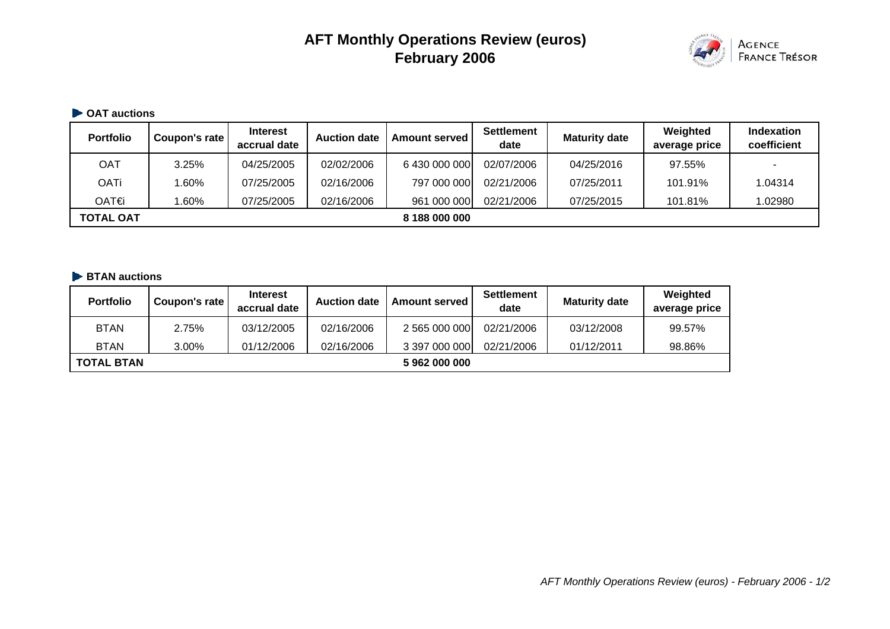# AFT Monthly Operations Review (euros)
# February 2006

AGENCE FRANCE TRÉSOR

### OAT auctions

| Portfolio | Coupon's rate | Interest accrual date | Auction date | Amount served | Settlement date | Maturity date | Weighted average price | Indexation coefficient |
|---|---|---|---|---|---|---|---|---|
| OAT | 3.25% | 04/25/2005 | 02/02/2006 | 6 430 000 000 | 02/07/2006 | 04/25/2016 | 97.55% | - |
| OATi | 1.60% | 07/25/2005 | 02/16/2006 | 797 000 000 | 02/21/2006 | 07/25/2011 | 101.91% | 1.04314 |
| OAT€i | 1.60% | 07/25/2005 | 02/16/2006 | 961 000 000 | 02/21/2006 | 07/25/2015 | 101.81% | 1.02980 |
| **TOTAL OAT** | | | | **8 188 000 000** | | | | |

### BTAN auctions

| Portfolio | Coupon's rate | Interest accrual date | Auction date | Amount served | Settlement date | Maturity date | Weighted average price |
|---|---|---|---|---|---|---|---|
| BTAN | 2.75% | 03/12/2005 | 02/16/2006 | 2 565 000 000 | 02/21/2006 | 03/12/2008 | 99.57% |
| BTAN | 3.00% | 01/12/2006 | 02/16/2006 | 3 397 000 000 | 02/21/2006 | 01/12/2011 | 98.86% |
| **TOTAL BTAN** | | | | **5 962 000 000** | | | |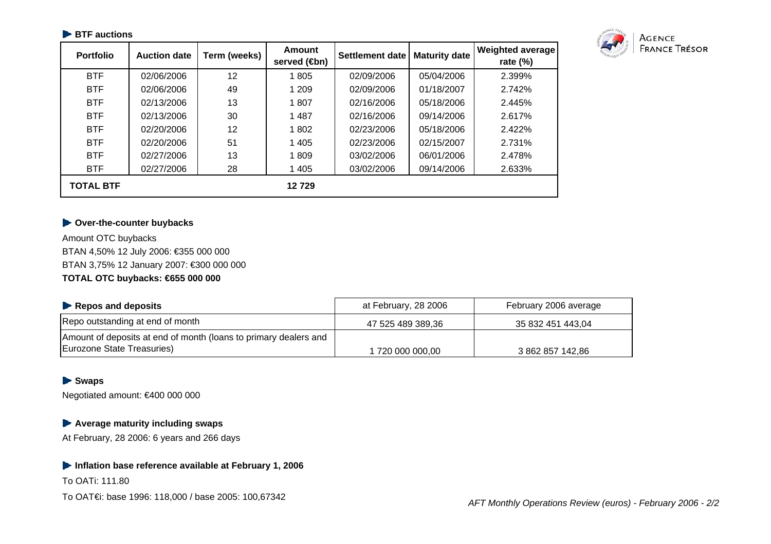## BTF auctions

| Portfolio | Auction date | Term (weeks) | Amount served (€bn) | Settlement date | Maturity date | Weighted average rate (%) |
|---|---|---|---|---|---|---|
| BTF | 02/06/2006 | 12 | 1 805 | 02/09/2006 | 05/04/2006 | 2.399% |
| BTF | 02/06/2006 | 49 | 1 209 | 02/09/2006 | 01/18/2007 | 2.742% |
| BTF | 02/13/2006 | 13 | 1 807 | 02/16/2006 | 05/18/2006 | 2.445% |
| BTF | 02/13/2006 | 30 | 1 487 | 02/16/2006 | 09/14/2006 | 2.617% |
| BTF | 02/20/2006 | 12 | 1 802 | 02/23/2006 | 05/18/2006 | 2.422% |
| BTF | 02/20/2006 | 51 | 1 405 | 02/23/2006 | 02/15/2007 | 2.731% |
| BTF | 02/27/2006 | 13 | 1 809 | 03/02/2006 | 06/01/2006 | 2.478% |
| BTF | 02/27/2006 | 28 | 1 405 | 03/02/2006 | 09/14/2006 | 2.633% |
| **TOTAL BTF** | | | **12 729** | | | |

## Over-the-counter buybacks

Amount OTC buybacks

BTAN 4,50% 12 July 2006: €355 000 000

BTAN 3,75% 12 January 2007: €300 000 000

**TOTAL OTC buybacks: €655 000 000**

| Repos and deposits | at February, 28 2006 | February 2006 average |
|---|---|---|
| Repo outstanding at end of month | 47 525 489 389,36 | 35 832 451 443,04 |
| Amount of deposits at end of month (loans to primary dealers and Eurozone State Treasuries) | 1 720 000 000,00 | 3 862 857 142,86 |

## Swaps

Negotiated amount: €400 000 000

## Average maturity including swaps

At February, 28 2006: 6 years and 266 days

## Inflation base reference available at February 1, 2006

To OATi: 111.80

To OAT€i: base 1996: 118,000 / base 2005: 100,67342